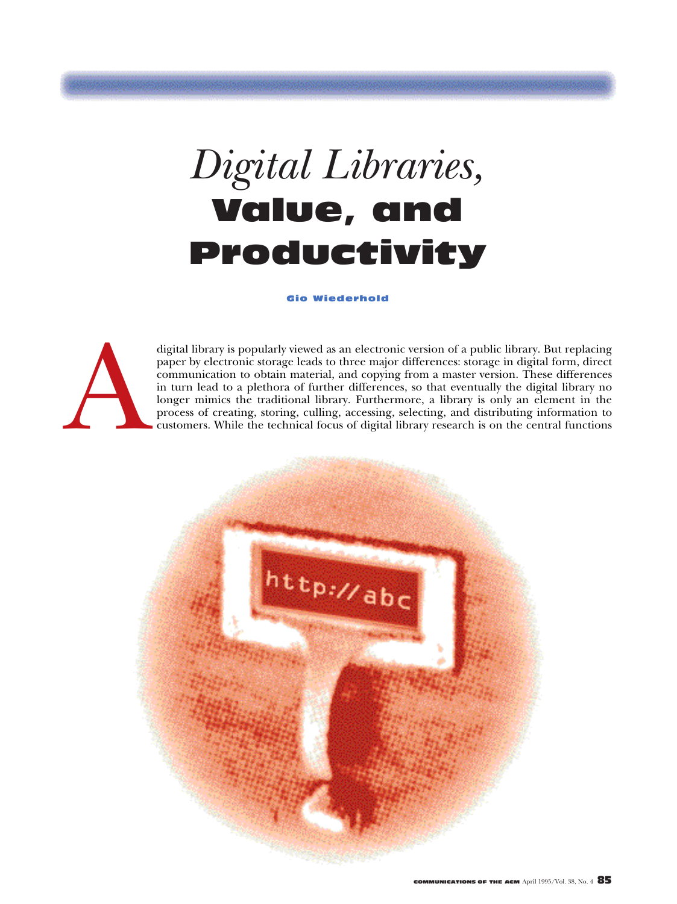# *Digital Libraries,* Value, and Productivity

**Gio Wiederhold**

A digital library is popularly viewed as an electronic version of a public library. But replacing paper by electronic storage leads to three major differences: storage in digital form, direct communication to obtain material, and copying from a master version. These differences in turn lead to a plethora of further differences, so that eventually the digital library no longer mimics the traditional library. Furthermore, a library is only an element in the process of creating, storing, culling, accessing, selecting, and distributing information to customers. While the technical focus of digital library research is on the central functions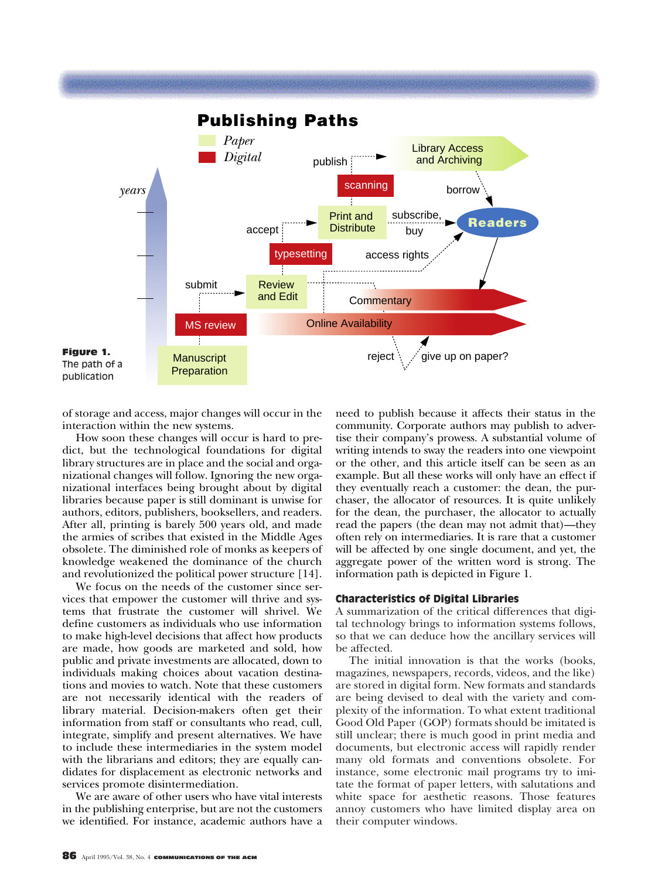**Figure 1.** The path of a publication

of storage and access, major changes will occur in the interaction within the new systems.

How soon these changes will occur is hard to predict, but the technological foundations for digital library structures are in place and the social and organizational changes will follow. Ignoring the new organizational interfaces being brought about by digital libraries because paper is still dominant is unwise for authors, editors, publishers, booksellers, and readers. After all, printing is barely 500 years old, and made the armies of scribes that existed in the Middle Ages obsolete. The diminished role of monks as keepers of knowledge weakened the dominance of the church and revolutionized the political power structure [14].

We focus on the needs of the customer since services that empower the customer will thrive and systems that frustrate the customer will shrivel. We define customers as individuals who use information to make high-level decisions that affect how products are made, how goods are marketed and sold, how public and private investments are allocated, down to individuals making choices about vacation destinations and movies to watch. Note that these customers are not necessarily identical with the readers of library material. Decision-makers often get their information from staff or consultants who read, cull, integrate, simplify and present alternatives. We have to include these intermediaries in the system model with the librarians and editors; they are equally candidates for displacement as electronic networks and services promote disintermediation.

We are aware of other users who have vital interests in the publishing enterprise, but are not the customers we identified. For instance, academic authors have a need to publish because it affects their status in the community. Corporate authors may publish to advertise their company's prowess. A substantial volume of writing intends to sway the readers into one viewpoint or the other, and this article itself can be seen as an example. But all these works will only have an effect if they eventually reach a customer: the dean, the purchaser, the allocator of resources. It is quite unlikely for the dean, the purchaser, the allocator to actually read the papers (the dean may not admit that)—they often rely on intermediaries. It is rare that a customer will be affected by one single document, and yet, the aggregate power of the written word is strong. The information path is depicted in Figure 1.

## Characteristics of Digital Libraries

A summarization of the critical differences that digital technology brings to information systems follows, so that we can deduce how the ancillary services will be affected.

The initial innovation is that the works (books, magazines, newspapers, records, videos, and the like) are stored in digital form. New formats and standards are being devised to deal with the variety and complexity of the information. To what extent traditional Good Old Paper (GOP) formats should be imitated is still unclear; there is much good in print media and documents, but electronic access will rapidly render many old formats and conventions obsolete. For instance, some electronic mail programs try to imitate the format of paper letters, with salutations and white space for aesthetic reasons. Those features annoy customers who have limited display area on their computer windows.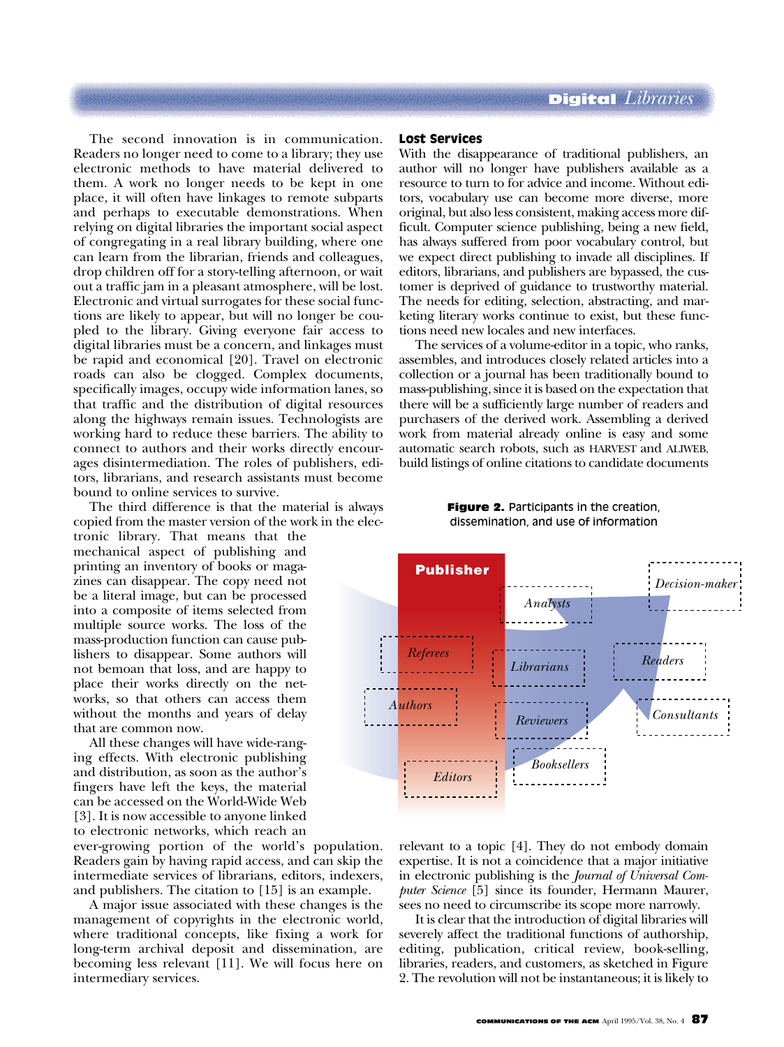The second innovation is in communication. Readers no longer need to come to a library; they use electronic methods to have material delivered to them. A work no longer needs to be kept in one place, it will often have linkages to remote subparts and perhaps to executable demonstrations. When relying on digital libraries the important social aspect of congregating in a real library building, where one can learn from the librarian, friends and colleagues, drop children off for a story-telling afternoon, or wait out a traffic jam in a pleasant atmosphere, will be lost. Electronic and virtual surrogates for these social functions are likely to appear, but will no longer be coupled to the library. Giving everyone fair access to digital libraries must be a concern, and linkages must be rapid and economical [20]. Travel on electronic roads can also be clogged. Complex documents, specifically images, occupy wide information lanes, so that traffic and the distribution of digital resources along the highways remain issues. Technologists are working hard to reduce these barriers. The ability to connect to authors and their works directly encourages disintermediation. The roles of publishers, editors, librarians, and research assistants must become bound to online services to survive.

The third difference is that the material is always copied from the master version of the work in the electronic library. That means that the mechanical aspect of publishing and printing an inventory of books or magazines can disappear. The copy need not be a literal image, but can be processed into a composite of items selected from multiple source works. The loss of the mass-production function can cause publishers to disappear. Some authors will not bemoan that loss, and are happy to place their works directly on the networks, so that others can access them without the months and years of delay that are common now.

All these changes will have wide-ranging effects. With electronic publishing and distribution, as soon as the author's fingers have left the keys, the material can be accessed on the World-Wide Web [3]. It is now accessible to anyone linked to electronic networks, which reach an ever-growing portion of the world's population. Readers gain by having rapid access, and can skip the intermediate services of librarians, editors, indexers, and publishers. The citation to [15] is an example.

A major issue associated with these changes is the management of copyrights in the electronic world, where traditional concepts, like fixing a work for long-term archival deposit and dissemination, are becoming less relevant [11]. We will focus here on intermediary services.

## Lost Services

With the disappearance of traditional publishers, an author will no longer have publishers available as a resource to turn to for advice and income. Without editors, vocabulary use can become more diverse, more original, but also less consistent, making access more difficult. Computer science publishing, being a new field, has always suffered from poor vocabulary control, but we expect direct publishing to invade all disciplines. If editors, librarians, and publishers are bypassed, the customer is deprived of guidance to trustworthy material. The needs for editing, selection, abstracting, and marketing literary works continue to exist, but these functions need new locales and new interfaces.

The services of a volume-editor in a topic, who ranks, assembles, and introduces closely related articles into a collection or a journal has been traditionally bound to mass-publishing, since it is based on the expectation that there will be a sufficiently large number of readers and purchasers of the derived work. Assembling a derived work from material already online is easy and some automatic search robots, such as HARVEST and ALIWEB, build listings of online citations to candidate documents relevant to a topic [4]. They do not embody domain expertise. It is not a coincidence that a major initiative in electronic publishing is the *Journal of Universal Computer Science* [5] since its founder, Hermann Maurer, sees no need to circumscribe its scope more narrowly.

It is clear that the introduction of digital libraries will severely affect the traditional functions of authorship, editing, publication, critical review, book-selling, libraries, readers, and customers, as sketched in Figure 2. The revolution will not be instantaneous; it is likely to

**Figure 2.** Participants in the creation, dissemination, and use of information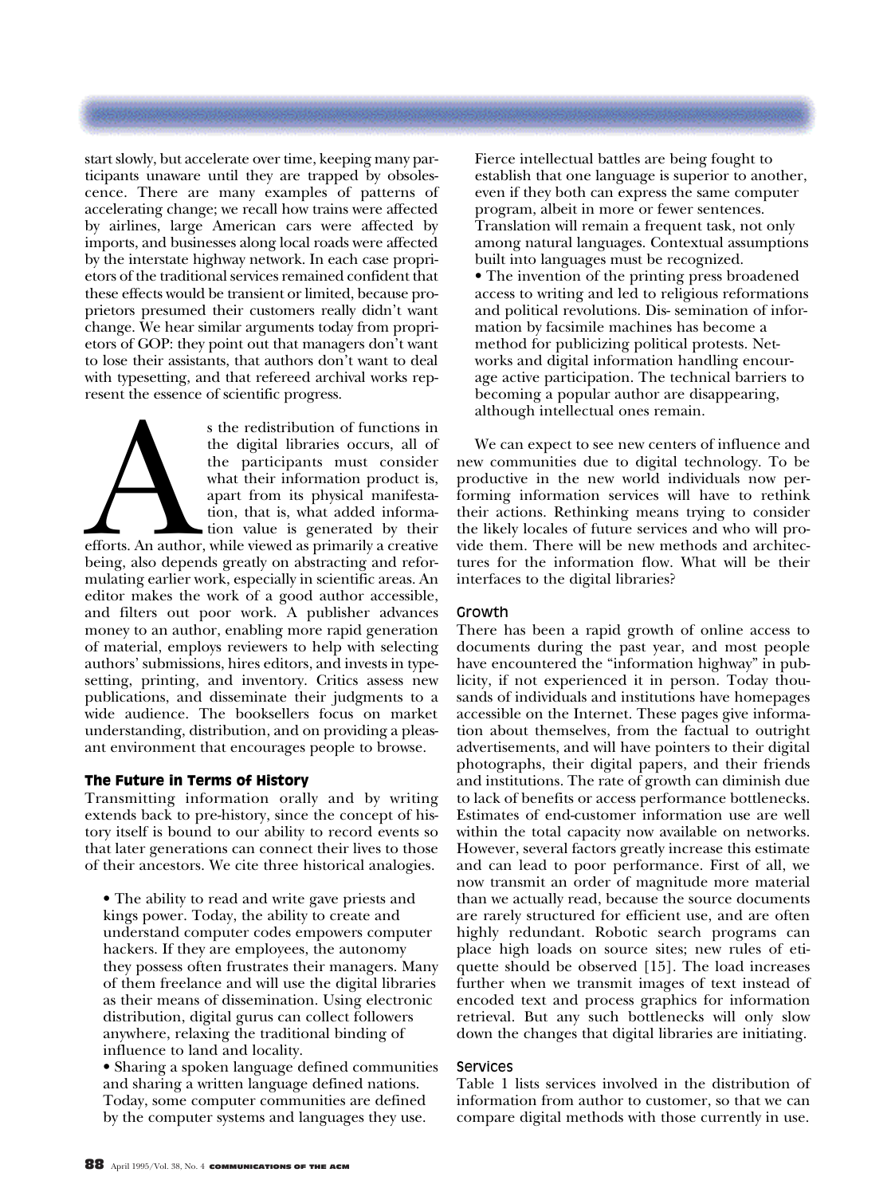start slowly, but accelerate over time, keeping many participants unaware until they are trapped by obsolescence. There are many examples of patterns of accelerating change; we recall how trains were affected by airlines, large American cars were affected by imports, and businesses along local roads were affected by the interstate highway network. In each case proprietors of the traditional services remained confident that these effects would be transient or limited, because proprietors presumed their customers really didn't want change. We hear similar arguments today from proprietors of GOP: they point out that managers don't want to lose their assistants, that authors don't want to deal with typesetting, and that refereed archival works represent the essence of scientific progress.

As the redistribution of functions in the digital libraries occurs, all of the participants must consider what their information product is, apart from its physical manifestation, that is, what added information value is generated by their efforts. An author, while viewed as primarily a creative being, also depends greatly on abstracting and reformulating earlier work, especially in scientific areas. An editor makes the work of a good author accessible, and filters out poor work. A publisher advances money to an author, enabling more rapid generation of material, employs reviewers to help with selecting authors' submissions, hires editors, and invests in typesetting, printing, and inventory. Critics assess new publications, and disseminate their judgments to a wide audience. The booksellers focus on market understanding, distribution, and on providing a pleasant environment that encourages people to browse.

### The Future in Terms of History

Transmitting information orally and by writing extends back to pre-history, since the concept of history itself is bound to our ability to record events so that later generations can connect their lives to those of their ancestors. We cite three historical analogies.

- The ability to read and write gave priests and kings power. Today, the ability to create and understand computer codes empowers computer hackers. If they are employees, the autonomy they possess often frustrates their managers. Many of them freelance and will use the digital libraries as their means of dissemination. Using electronic distribution, digital gurus can collect followers anywhere, relaxing the traditional binding of influence to land and locality.
- Sharing a spoken language defined communities and sharing a written language defined nations. Today, some computer communities are defined by the computer systems and languages they use. Fierce intellectual battles are being fought to establish that one language is superior to another, even if they both can express the same computer program, albeit in more or fewer sentences. Translation will remain a frequent task, not only among natural languages. Contextual assumptions built into languages must be recognized.
- The invention of the printing press broadened access to writing and led to religious reformations and political revolutions. Dis- semination of information by facsimile machines has become a method for publicizing political protests. Networks and digital information handling encourage active participation. The technical barriers to becoming a popular author are disappearing, although intellectual ones remain.

We can expect to see new centers of influence and new communities due to digital technology. To be productive in the new world individuals now performing information services will have to rethink their actions. Rethinking means trying to consider the likely locales of future services and who will provide them. There will be new methods and architectures for the information flow. What will be their interfaces to the digital libraries?

#### Growth

There has been a rapid growth of online access to documents during the past year, and most people have encountered the "information highway" in publicity, if not experienced it in person. Today thousands of individuals and institutions have homepages accessible on the Internet. These pages give information about themselves, from the factual to outright advertisements, and will have pointers to their digital photographs, their digital papers, and their friends and institutions. The rate of growth can diminish due to lack of benefits or access performance bottlenecks. Estimates of end-customer information use are well within the total capacity now available on networks. However, several factors greatly increase this estimate and can lead to poor performance. First of all, we now transmit an order of magnitude more material than we actually read, because the source documents are rarely structured for efficient use, and are often highly redundant. Robotic search programs can place high loads on source sites; new rules of etiquette should be observed [15]. The load increases further when we transmit images of text instead of encoded text and process graphics for information retrieval. But any such bottlenecks will only slow down the changes that digital libraries are initiating.

#### Services

Table 1 lists services involved in the distribution of information from author to customer, so that we can compare digital methods with those currently in use.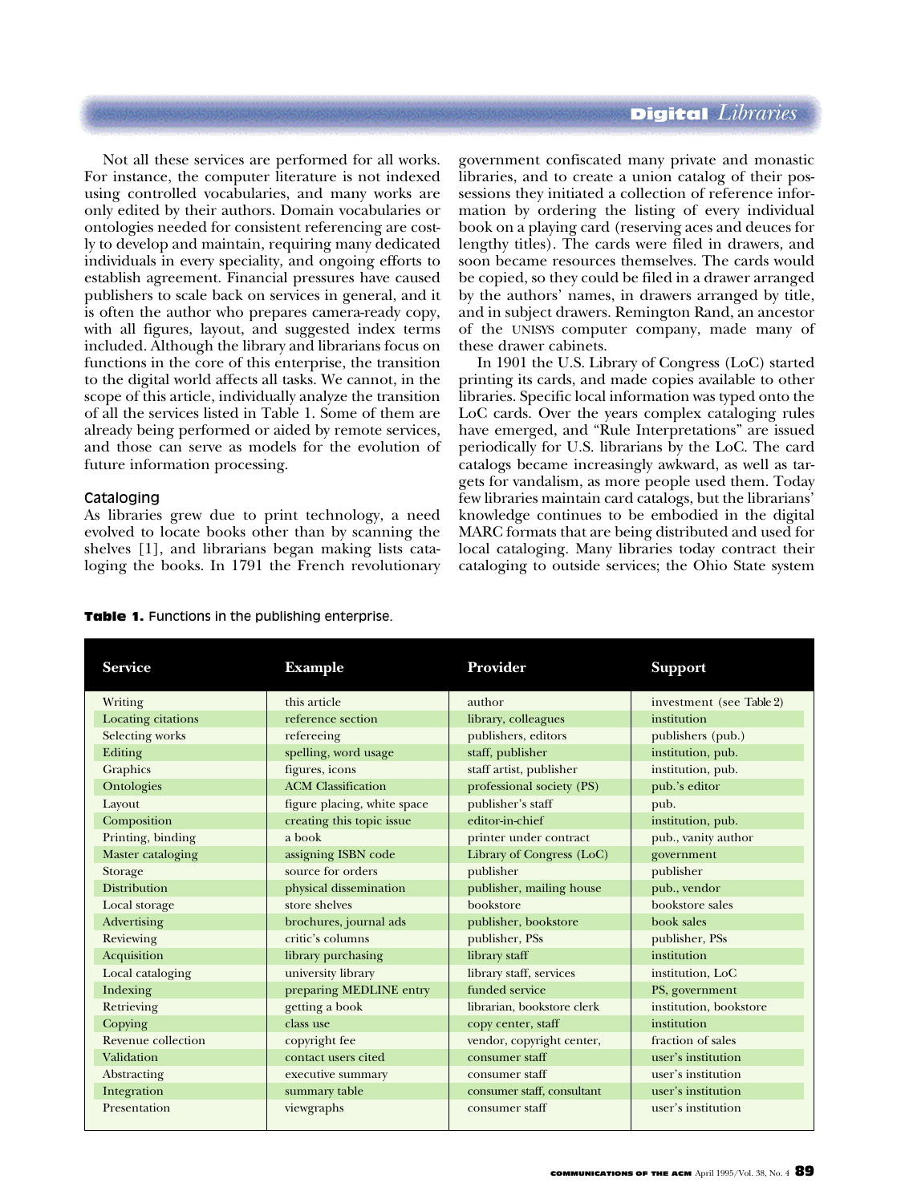Not all these services are performed for all works. For instance, the computer literature is not indexed using controlled vocabularies, and many works are only edited by their authors. Domain vocabularies or ontologies needed for consistent referencing are costly to develop and maintain, requiring many dedicated individuals in every speciality, and ongoing efforts to establish agreement. Financial pressures have caused publishers to scale back on services in general, and it is often the author who prepares camera-ready copy, with all figures, layout, and suggested index terms included. Although the library and librarians focus on functions in the core of this enterprise, the transition to the digital world affects all tasks. We cannot, in the scope of this article, individually analyze the transition of all the services listed in Table 1. Some of them are already being performed or aided by remote services, and those can serve as models for the evolution of future information processing.

## Cataloging

As libraries grew due to print technology, a need evolved to locate books other than by scanning the shelves [1], and librarians began making lists cataloging the books. In 1791 the French revolutionary government confiscated many private and monastic libraries, and to create a union catalog of their possessions they initiated a collection of reference information by ordering the listing of every individual book on a playing card (reserving aces and deuces for lengthy titles). The cards were filed in drawers, and soon became resources themselves. The cards would be copied, so they could be filed in a drawer arranged by the authors' names, in drawers arranged by title, and in subject drawers. Remington Rand, an ancestor of the UNISYS computer company, made many of these drawer cabinets.

In 1901 the U.S. Library of Congress (LoC) started printing its cards, and made copies available to other libraries. Specific local information was typed onto the LoC cards. Over the years complex cataloging rules have emerged, and "Rule Interpretations" are issued periodically for U.S. librarians by the LoC. The card catalogs became increasingly awkward, as well as targets for vandalism, as more people used them. Today few libraries maintain card catalogs, but the librarians' knowledge continues to be embodied in the digital MARC formats that are being distributed and used for local cataloging. Many libraries today contract their cataloging to outside services; the Ohio State system

**Table 1.** Functions in the publishing enterprise.

| Service | Example | Provider | Support |
|---|---|---|---|
| Writing | this article | author | investment (see Table 2) |
| Locating citations | reference section | library, colleagues | institution |
| Selecting works | refereeing | publishers, editors | publishers (pub.) |
| Editing | spelling, word usage | staff, publisher | institution, pub. |
| Graphics | figures, icons | staff artist, publisher | institution, pub. |
| Ontologies | ACM Classification | professional society (PS) | pub.'s editor |
| Layout | figure placing, white space | publisher's staff | pub. |
| Composition | creating this topic issue | editor-in-chief | institution, pub. |
| Printing, binding | a book | printer under contract | pub., vanity author |
| Master cataloging | assigning ISBN code | Library of Congress (LoC) | government |
| Storage | source for orders | publisher | publisher |
| Distribution | physical dissemination | publisher, mailing house | pub., vendor |
| Local storage | store shelves | bookstore | bookstore sales |
| Advertising | brochures, journal ads | publisher, bookstore | book sales |
| Reviewing | critic's columns | publisher, PSs | publisher, PSs |
| Acquisition | library purchasing | library staff | institution |
| Local cataloging | university library | library staff, services | institution, LoC |
| Indexing | preparing MEDLINE entry | funded service | PS, government |
| Retrieving | getting a book | librarian, bookstore clerk | institution, bookstore |
| Copying | class use | copy center, staff | institution |
| Revenue collection | copyright fee | vendor, copyright center, | fraction of sales |
| Validation | contact users cited | consumer staff | user's institution |
| Abstracting | executive summary | consumer staff | user's institution |
| Integration | summary table | consumer staff, consultant | user's institution |
| Presentation | viewgraphs | consumer staff | user's institution |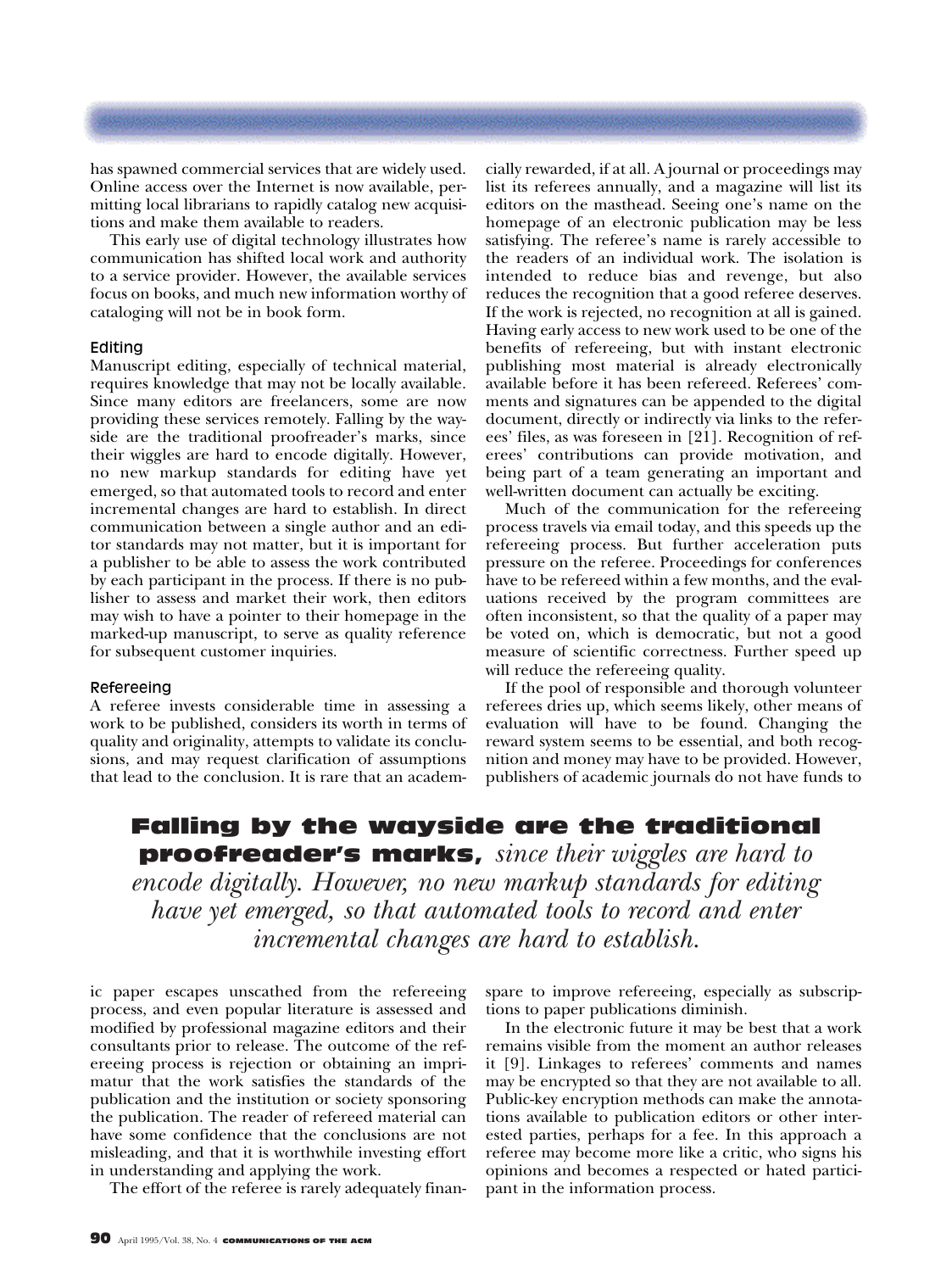has spawned commercial services that are widely used. Online access over the Internet is now available, permitting local librarians to rapidly catalog new acquisitions and make them available to readers.

This early use of digital technology illustrates how communication has shifted local work and authority to a service provider. However, the available services focus on books, and much new information worthy of cataloging will not be in book form.

### Editing

Manuscript editing, especially of technical material, requires knowledge that may not be locally available. Since many editors are freelancers, some are now providing these services remotely. Falling by the wayside are the traditional proofreader's marks, since their wiggles are hard to encode digitally. However, no new markup standards for editing have yet emerged, so that automated tools to record and enter incremental changes are hard to establish. In direct communication between a single author and an editor standards may not matter, but it is important for a publisher to be able to assess the work contributed by each participant in the process. If there is no publisher to assess and market their work, then editors may wish to have a pointer to their homepage in the marked-up manuscript, to serve as quality reference for subsequent customer inquiries.

### Refereeing

A referee invests considerable time in assessing a work to be published, considers its worth in terms of quality and originality, attempts to validate its conclusions, and may request clarification of assumptions that lead to the conclusion. It is rare that an academic paper escapes unscathed from the refereeing process, and even popular literature is assessed and modified by professional magazine editors and their consultants prior to release. The outcome of the refereeing process is rejection or obtaining an imprimatur that the work satisfies the standards of the publication and the institution or society sponsoring the publication. The reader of refereed material can have some confidence that the conclusions are not misleading, and that it is worthwhile investing effort in understanding and applying the work.

The effort of the referee is rarely adequately financially rewarded, if at all. A journal or proceedings may list its referees annually, and a magazine will list its editors on the masthead. Seeing one's name on the homepage of an electronic publication may be less satisfying. The referee's name is rarely accessible to the readers of an individual work. The isolation is intended to reduce bias and revenge, but also reduces the recognition that a good referee deserves. If the work is rejected, no recognition at all is gained. Having early access to new work used to be one of the benefits of refereeing, but with instant electronic publishing most material is already electronically available before it has been refereed. Referees' comments and signatures can be appended to the digital document, directly or indirectly via links to the referees' files, as was foreseen in [21]. Recognition of referees' contributions can provide motivation, and being part of a team generating an important and well-written document can actually be exciting.

Much of the communication for the refereeing process travels via email today, and this speeds up the refereeing process. But further acceleration puts pressure on the referee. Proceedings for conferences have to be refereed within a few months, and the evaluations received by the program committees are often inconsistent, so that the quality of a paper may be voted on, which is democratic, but not a good measure of scientific correctness. Further speed up will reduce the refereeing quality.

If the pool of responsible and thorough volunteer referees dries up, which seems likely, other means of evaluation will have to be found. Changing the reward system seems to be essential, and both recognition and money may have to be provided. However, publishers of academic journals do not have funds to spare to improve refereeing, especially as subscriptions to paper publications diminish.

In the electronic future it may be best that a work remains visible from the moment an author releases it [9]. Linkages to referees' comments and names may be encrypted so that they are not available to all. Public-key encryption methods can make the annotations available to publication editors or other interested parties, perhaps for a fee. In this approach a referee may become more like a critic, who signs his opinions and becomes a respected or hated participant in the information process.

> **Falling by the wayside are the traditional proofreader's marks,** *since their wiggles are hard to encode digitally. However, no new markup standards for editing have yet emerged, so that automated tools to record and enter incremental changes are hard to establish.*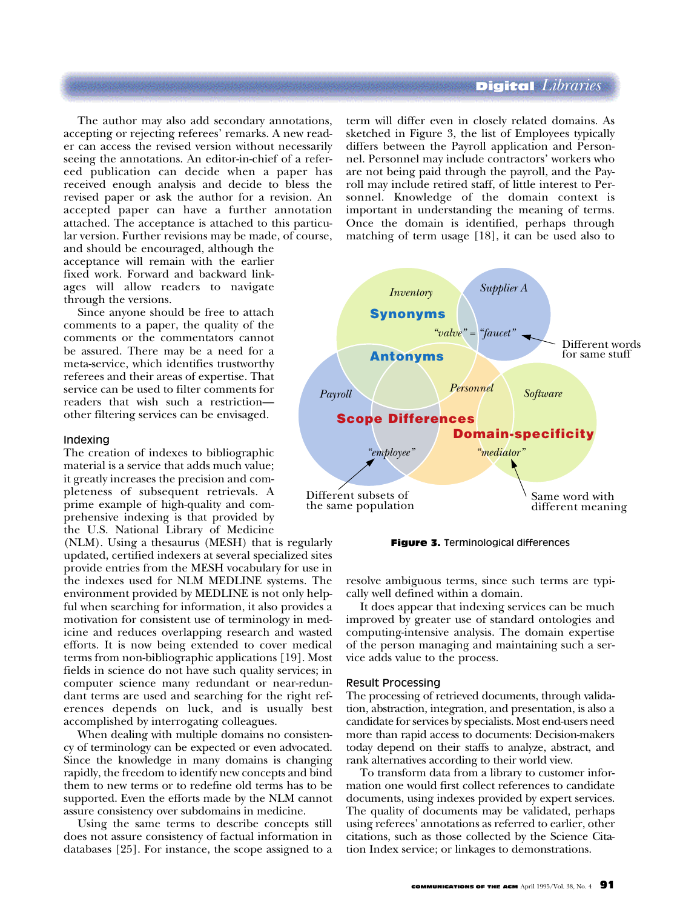The author may also add secondary annotations, accepting or rejecting referees' remarks. A new reader can access the revised version without necessarily seeing the annotations. An editor-in-chief of a refereed publication can decide when a paper has received enough analysis and decide to bless the revised paper or ask the author for a revision. An accepted paper can have a further annotation attached. The acceptance is attached to this particular version. Further revisions may be made, of course, and should be encouraged, although the acceptance will remain with the earlier fixed work. Forward and backward linkages will allow readers to navigate through the versions.

Since anyone should be free to attach comments to a paper, the quality of the comments or the commentators cannot be assured. There may be a need for a meta-service, which identifies trustworthy referees and their areas of expertise. That service can be used to filter comments for readers that wish such a restriction—other filtering services can be envisaged.

### Indexing

The creation of indexes to bibliographic material is a service that adds much value; it greatly increases the precision and completeness of subsequent retrievals. A prime example of high-quality and comprehensive indexing is that provided by the U.S. National Library of Medicine (NLM). Using a thesaurus (MESH) that is regularly updated, certified indexers at several specialized sites provide entries from the MESH vocabulary for use in the indexes used for NLM MEDLINE systems. The environment provided by MEDLINE is not only helpful when searching for information, it also provides a motivation for consistent use of terminology in medicine and reduces overlapping research and wasted efforts. It is now being extended to cover medical terms from non-bibliographic applications [19]. Most fields in science do not have such quality services; in computer science many redundant or near-redundant terms are used and searching for the right references depends on luck, and is usually best accomplished by interrogating colleagues.

When dealing with multiple domains no consistency of terminology can be expected or even advocated. Since the knowledge in many domains is changing rapidly, the freedom to identify new concepts and bind them to new terms or to redefine old terms has to be supported. Even the efforts made by the NLM cannot assure consistency over subdomains in medicine.

Using the same terms to describe concepts still does not assure consistency of factual information in databases [25]. For instance, the scope assigned to a term will differ even in closely related domains. As sketched in Figure 3, the list of Employees typically differs between the Payroll application and Personnel. Personnel may include contractors' workers who are not being paid through the payroll, and the Payroll may include retired staff, of little interest to Personnel. Knowledge of the domain context is important in understanding the meaning of terms. Once the domain is identified, perhaps through matching of term usage [18], it can be used also to resolve ambiguous terms, since such terms are typically well defined within a domain.

**Figure 3.** Terminological differences

It does appear that indexing services can be much improved by greater use of standard ontologies and computing-intensive analysis. The domain expertise of the person managing and maintaining such a service adds value to the process.

### Result Processing

The processing of retrieved documents, through validation, abstraction, integration, and presentation, is also a candidate for services by specialists. Most end-users need more than rapid access to documents: Decision-makers today depend on their staffs to analyze, abstract, and rank alternatives according to their world view.

To transform data from a library to customer information one would first collect references to candidate documents, using indexes provided by expert services. The quality of documents may be validated, perhaps using referees' annotations as referred to earlier, other citations, such as those collected by the Science Citation Index service; or linkages to demonstrations.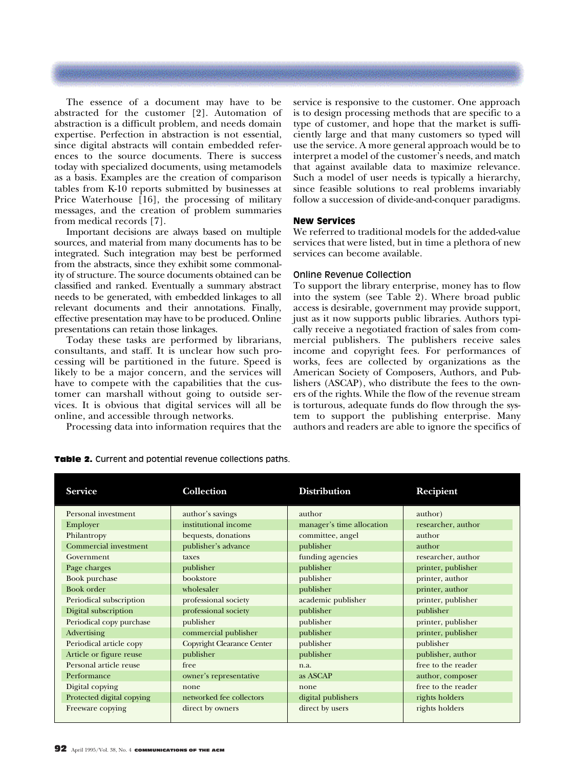The essence of a document may have to be abstracted for the customer [2]. Automation of abstraction is a difficult problem, and needs domain expertise. Perfection in abstraction is not essential, since digital abstracts will contain embedded references to the source documents. There is success today with specialized documents, using metamodels as a basis. Examples are the creation of comparison tables from K-10 reports submitted by businesses at Price Waterhouse [16], the processing of military messages, and the creation of problem summaries from medical records [7].

Important decisions are always based on multiple sources, and material from many documents has to be integrated. Such integration may best be performed from the abstracts, since they exhibit some commonality of structure. The source documents obtained can be classified and ranked. Eventually a summary abstract needs to be generated, with embedded linkages to all relevant documents and their annotations. Finally, effective presentation may have to be produced. Online presentations can retain those linkages.

Today these tasks are performed by librarians, consultants, and staff. It is unclear how such processing will be partitioned in the future. Speed is likely to be a major concern, and the services will have to compete with the capabilities that the customer can marshall without going to outside services. It is obvious that digital services will all be online, and accessible through networks.

Processing data into information requires that the service is responsive to the customer. One approach is to design processing methods that are specific to a type of customer, and hope that the market is sufficiently large and that many customers so typed will use the service. A more general approach would be to interpret a model of the customer's needs, and match that against available data to maximize relevance. Such a model of user needs is typically a hierarchy, since feasible solutions to real problems invariably follow a succession of divide-and-conquer paradigms.

## New Services

We referred to traditional models for the added-value services that were listed, but in time a plethora of new services can become available.

### Online Revenue Collection

To support the library enterprise, money has to flow into the system (see Table 2). Where broad public access is desirable, government may provide support, just as it now supports public libraries. Authors typically receive a negotiated fraction of sales from commercial publishers. The publishers receive sales income and copyright fees. For performances of works, fees are collected by organizations as the American Society of Composers, Authors, and Publishers (ASCAP), who distribute the fees to the owners of the rights. While the flow of the revenue stream is torturous, adequate funds do flow through the system to support the publishing enterprise. Many authors and readers are able to ignore the specifics of

**Table 2.** Current and potential revenue collections paths.

| Service | Collection | Distribution | Recipient |
|---|---|---|---|
| Personal investment | author's savings | author | author) |
| Employer | institutional income | manager's time allocation | researcher, author |
| Philantropy | bequests, donations | committee, angel | author |
| Commercial investment | publisher's advance | publisher | author |
| Government | taxes | funding agencies | researcher, author |
| Page charges | publisher | publisher | printer, publisher |
| Book purchase | bookstore | publisher | printer, author |
| Book order | wholesaler | publisher | printer, author |
| Periodical subscription | professional society | academic publisher | printer, publisher |
| Digital subscription | professional society | publisher | publisher |
| Periodical copy purchase | publisher | publisher | printer, publisher |
| Advertising | commercial publisher | publisher | printer, publisher |
| Periodical article copy | Copyright Clearance Center | publisher | publisher |
| Article or figure reuse | publisher | publisher | publisher, author |
| Personal article reuse | free | n.a. | free to the reader |
| Performance | owner's representative | as ASCAP | author, composer |
| Digital copying | none | none | free to the reader |
| Protected digital copying | networked fee collectors | digital publishers | rights holders |
| Freeware copying | direct by owners | direct by users | rights holders |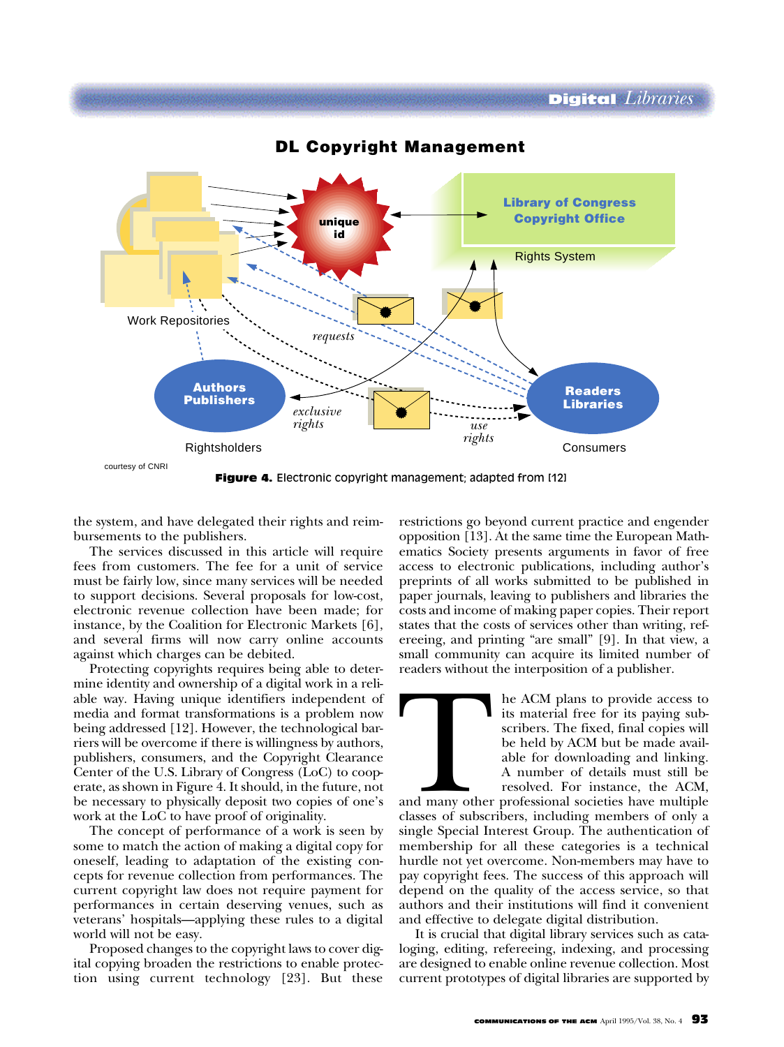## DL Copyright Management

courtesy of CNRI

**Figure 4.** Electronic copyright management; adapted from [12]

the system, and have delegated their rights and reimbursements to the publishers.

The services discussed in this article will require fees from customers. The fee for a unit of service must be fairly low, since many services will be needed to support decisions. Several proposals for low-cost, electronic revenue collection have been made; for instance, by the Coalition for Electronic Markets [6], and several firms will now carry online accounts against which charges can be debited.

Protecting copyrights requires being able to determine identity and ownership of a digital work in a reliable way. Having unique identifiers independent of media and format transformations is a problem now being addressed [12]. However, the technological barriers will be overcome if there is willingness by authors, publishers, consumers, and the Copyright Clearance Center of the U.S. Library of Congress (LoC) to cooperate, as shown in Figure 4. It should, in the future, not be necessary to physically deposit two copies of one's work at the LoC to have proof of originality.

The concept of performance of a work is seen by some to match the action of making a digital copy for oneself, leading to adaptation of the existing concepts for revenue collection from performances. The current copyright law does not require payment for performances in certain deserving venues, such as veterans' hospitals—applying these rules to a digital world will not be easy.

Proposed changes to the copyright laws to cover digital copying broaden the restrictions to enable protection using current technology [23]. But these restrictions go beyond current practice and engender opposition [13]. At the same time the European Mathematics Society presents arguments in favor of free access to electronic publications, including author's preprints of all works submitted to be published in paper journals, leaving to publishers and libraries the costs and income of making paper copies. Their report states that the costs of services other than writing, refereeing, and printing "are small" [9]. In that view, a small community can acquire its limited number of readers without the interposition of a publisher.

The ACM plans to provide access to its material free for its paying subscribers. The fixed, final copies will be held by ACM but be made available for downloading and linking. A number of details must still be resolved. For instance, the ACM, and many other professional societies have multiple classes of subscribers, including members of only a single Special Interest Group. The authentication of membership for all these categories is a technical hurdle not yet overcome. Non-members may have to pay copyright fees. The success of this approach will depend on the quality of the access service, so that authors and their institutions will find it convenient and effective to delegate digital distribution.

It is crucial that digital library services such as cataloging, editing, refereeing, indexing, and processing are designed to enable online revenue collection. Most current prototypes of digital libraries are supported by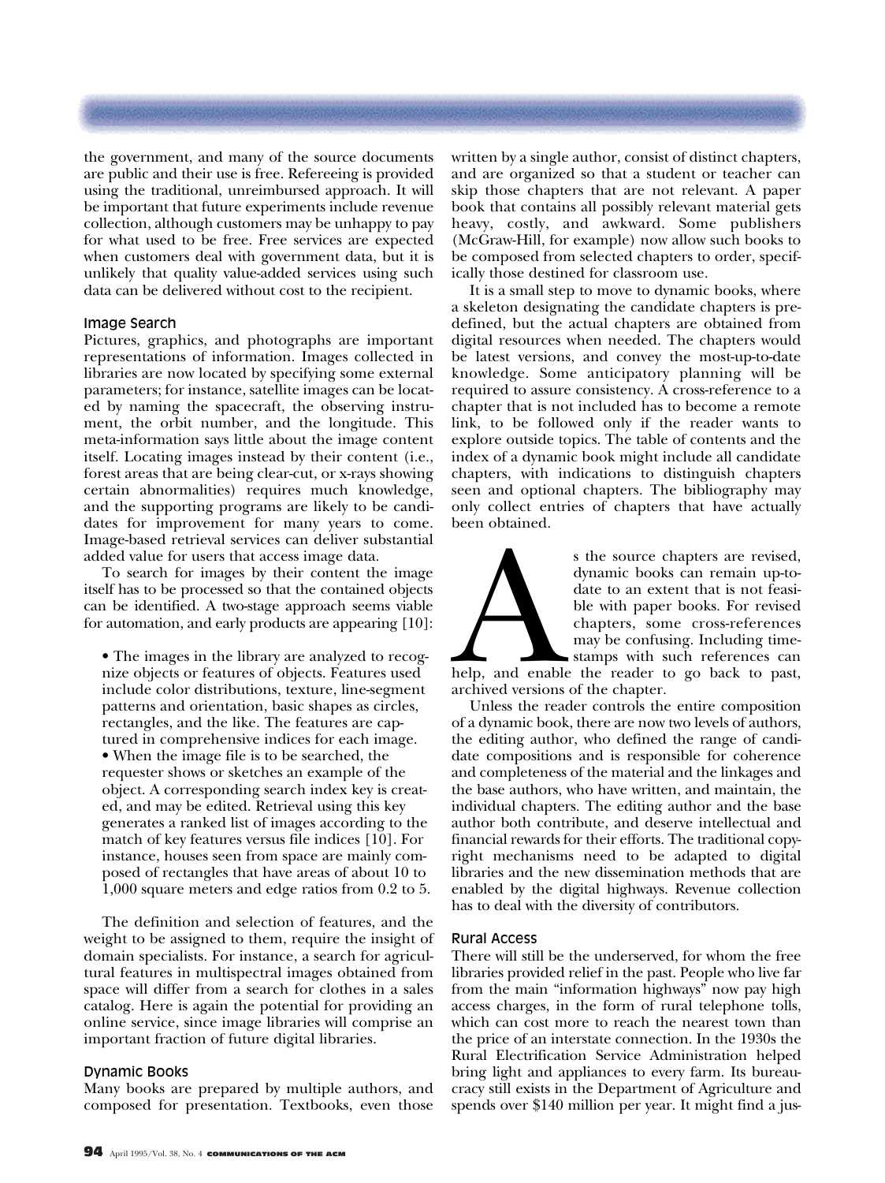the government, and many of the source documents are public and their use is free. Refereeing is provided using the traditional, unreimbursed approach. It will be important that future experiments include revenue collection, although customers may be unhappy to pay for what used to be free. Free services are expected when customers deal with government data, but it is unlikely that quality value-added services using such data can be delivered without cost to the recipient.

### Image Search

Pictures, graphics, and photographs are important representations of information. Images collected in libraries are now located by specifying some external parameters; for instance, satellite images can be located by naming the spacecraft, the observing instrument, the orbit number, and the longitude. This meta-information says little about the image content itself. Locating images instead by their content (i.e., forest areas that are being clear-cut, or x-rays showing certain abnormalities) requires much knowledge, and the supporting programs are likely to be candidates for improvement for many years to come. Image-based retrieval services can deliver substantial added value for users that access image data.

To search for images by their content the image itself has to be processed so that the contained objects can be identified. A two-stage approach seems viable for automation, and early products are appearing [10]:

- The images in the library are analyzed to recognize objects or features of objects. Features used include color distributions, texture, line-segment patterns and orientation, basic shapes as circles, rectangles, and the like. The features are captured in comprehensive indices for each image.
- When the image file is to be searched, the requester shows or sketches an example of the object. A corresponding search index key is created, and may be edited. Retrieval using this key generates a ranked list of images according to the match of key features versus file indices [10]. For instance, houses seen from space are mainly composed of rectangles that have areas of about 10 to 1,000 square meters and edge ratios from 0.2 to 5.

The definition and selection of features, and the weight to be assigned to them, require the insight of domain specialists. For instance, a search for agricultural features in multispectral images obtained from space will differ from a search for clothes in a sales catalog. Here is again the potential for providing an online service, since image libraries will comprise an important fraction of future digital libraries.

### Dynamic Books

Many books are prepared by multiple authors, and composed for presentation. Textbooks, even those written by a single author, consist of distinct chapters, and are organized so that a student or teacher can skip those chapters that are not relevant. A paper book that contains all possibly relevant material gets heavy, costly, and awkward. Some publishers (McGraw-Hill, for example) now allow such books to be composed from selected chapters to order, specifically those destined for classroom use.

It is a small step to move to dynamic books, where a skeleton designating the candidate chapters is predefined, but the actual chapters are obtained from digital resources when needed. The chapters would be latest versions, and convey the most-up-to-date knowledge. Some anticipatory planning will be required to assure consistency. A cross-reference to a chapter that is not included has to become a remote link, to be followed only if the reader wants to explore outside topics. The table of contents and the index of a dynamic book might include all candidate chapters, with indications to distinguish chapters seen and optional chapters. The bibliography may only collect entries of chapters that have actually been obtained.

As the source chapters are revised, dynamic books can remain up-to-date to an extent that is not feasible with paper books. For revised chapters, some cross-references may be confusing. Including time-stamps with such references can help, and enable the reader to go back to past, archived versions of the chapter.

Unless the reader controls the entire composition of a dynamic book, there are now two levels of authors, the editing author, who defined the range of candidate compositions and is responsible for coherence and completeness of the material and the linkages and the base authors, who have written, and maintain, the individual chapters. The editing author and the base author both contribute, and deserve intellectual and financial rewards for their efforts. The traditional copyright mechanisms need to be adapted to digital libraries and the new dissemination methods that are enabled by the digital highways. Revenue collection has to deal with the diversity of contributors.

### Rural Access

There will still be the underserved, for whom the free libraries provided relief in the past. People who live far from the main "information highways" now pay high access charges, in the form of rural telephone tolls, which can cost more to reach the nearest town than the price of an interstate connection. In the 1930s the Rural Electrification Service Administration helped bring light and appliances to every farm. Its bureaucracy still exists in the Department of Agriculture and spends over $140 million per year. It might find a jus-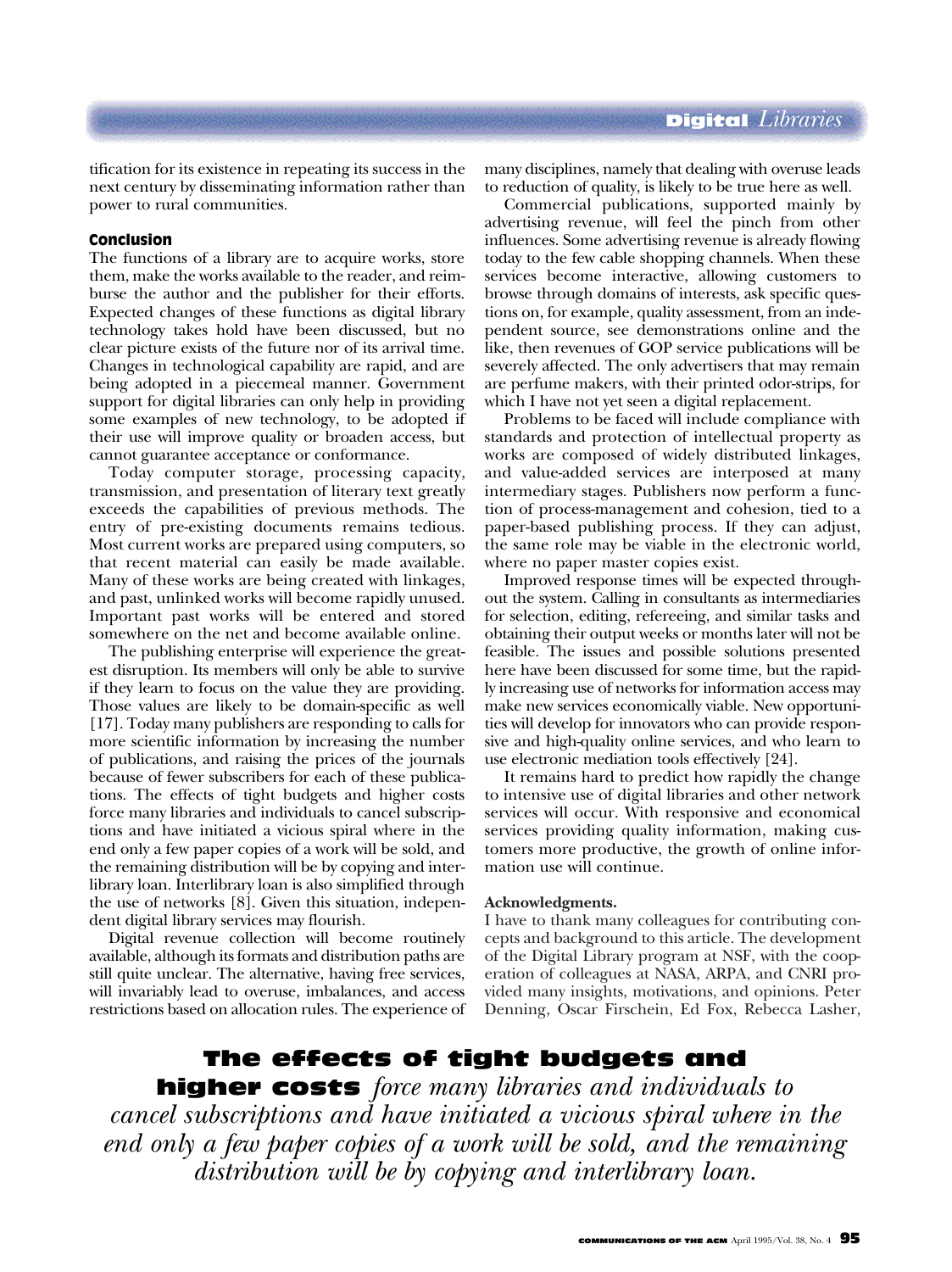tification for its existence in repeating its success in the next century by disseminating information rather than power to rural communities.

### Conclusion

The functions of a library are to acquire works, store them, make the works available to the reader, and reimburse the author and the publisher for their efforts. Expected changes of these functions as digital library technology takes hold have been discussed, but no clear picture exists of the future nor of its arrival time. Changes in technological capability are rapid, and are being adopted in a piecemeal manner. Government support for digital libraries can only help in providing some examples of new technology, to be adopted if their use will improve quality or broaden access, but cannot guarantee acceptance or conformance.

Today computer storage, processing capacity, transmission, and presentation of literary text greatly exceeds the capabilities of previous methods. The entry of pre-existing documents remains tedious. Most current works are prepared using computers, so that recent material can easily be made available. Many of these works are being created with linkages, and past, unlinked works will become rapidly unused. Important past works will be entered and stored somewhere on the net and become available online.

The publishing enterprise will experience the greatest disruption. Its members will only be able to survive if they learn to focus on the value they are providing. Those values are likely to be domain-specific as well [17]. Today many publishers are responding to calls for more scientific information by increasing the number of publications, and raising the prices of the journals because of fewer subscribers for each of these publications. The effects of tight budgets and higher costs force many libraries and individuals to cancel subscriptions and have initiated a vicious spiral where in the end only a few paper copies of a work will be sold, and the remaining distribution will be by copying and interlibrary loan. Interlibrary loan is also simplified through the use of networks [8]. Given this situation, independent digital library services may flourish.

Digital revenue collection will become routinely available, although its formats and distribution paths are still quite unclear. The alternative, having free services, will invariably lead to overuse, imbalances, and access restrictions based on allocation rules. The experience of many disciplines, namely that dealing with overuse leads to reduction of quality, is likely to be true here as well.

Commercial publications, supported mainly by advertising revenue, will feel the pinch from other influences. Some advertising revenue is already flowing today to the few cable shopping channels. When these services become interactive, allowing customers to browse through domains of interests, ask specific questions on, for example, quality assessment, from an independent source, see demonstrations online and the like, then revenues of GOP service publications will be severely affected. The only advertisers that may remain are perfume makers, with their printed odor-strips, for which I have not yet seen a digital replacement.

Problems to be faced will include compliance with standards and protection of intellectual property as works are composed of widely distributed linkages, and value-added services are interposed at many intermediary stages. Publishers now perform a function of process-management and cohesion, tied to a paper-based publishing process. If they can adjust, the same role may be viable in the electronic world, where no paper master copies exist.

Improved response times will be expected throughout the system. Calling in consultants as intermediaries for selection, editing, refereeing, and similar tasks and obtaining their output weeks or months later will not be feasible. The issues and possible solutions presented here have been discussed for some time, but the rapidly increasing use of networks for information access may make new services economically viable. New opportunities will develop for innovators who can provide responsive and high-quality online services, and who learn to use electronic mediation tools effectively [24].

It remains hard to predict how rapidly the change to intensive use of digital libraries and other network services will occur. With responsive and economical services providing quality information, making customers more productive, the growth of online information use will continue.

**Acknowledgments.**

I have to thank many colleagues for contributing concepts and background to this article. The development of the Digital Library program at NSF, with the cooperation of colleagues at NASA, ARPA, and CNRI provided many insights, motivations, and opinions. Peter Denning, Oscar Firschein, Ed Fox, Rebecca Lasher,

**The effects of tight budgets and higher costs** *force many libraries and individuals to cancel subscriptions and have initiated a vicious spiral where in the end only a few paper copies of a work will be sold, and the remaining distribution will be by copying and interlibrary loan.*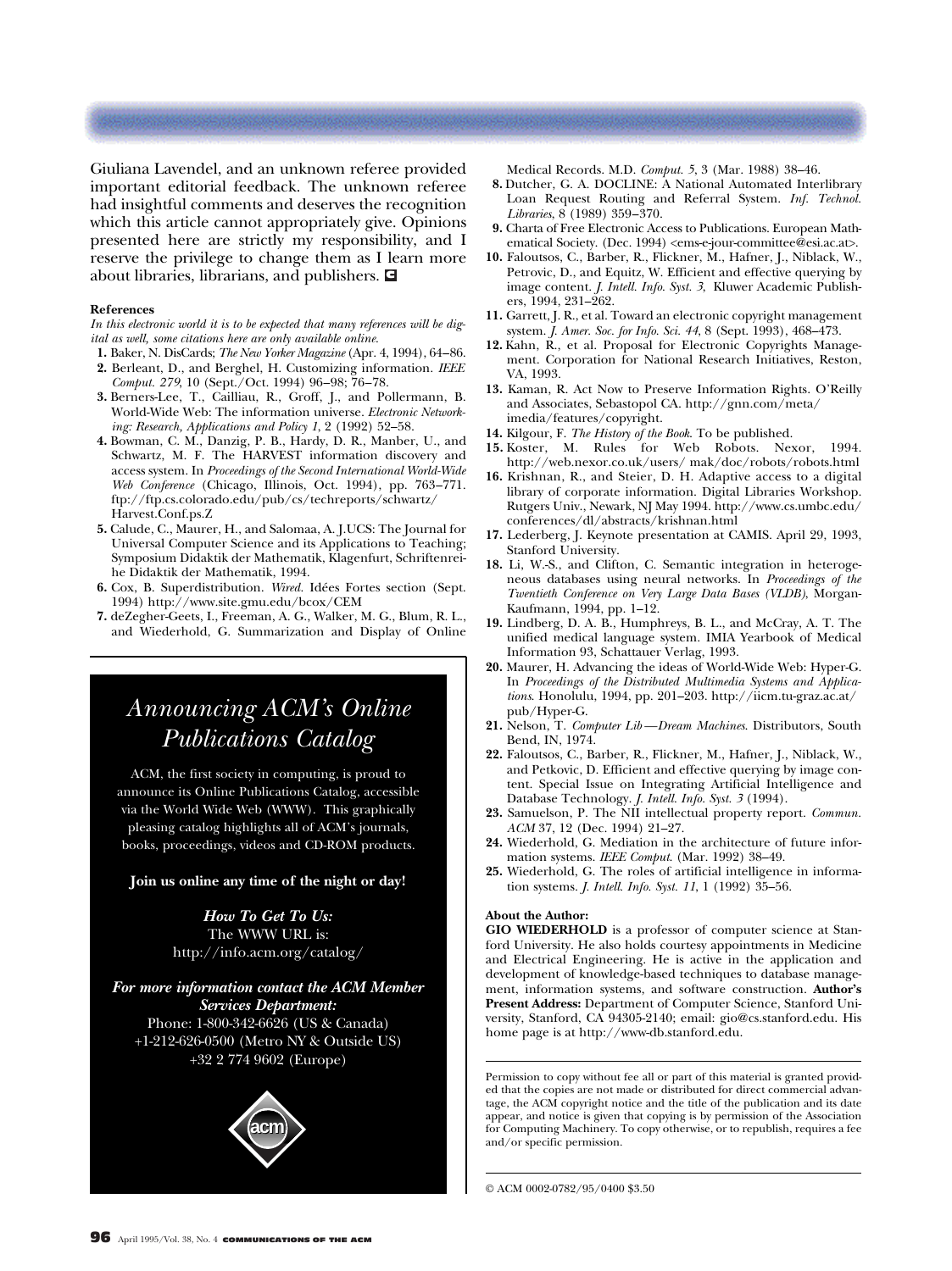Giuliana Lavendel, and an unknown referee provided important editorial feedback. The unknown referee had insightful comments and deserves the recognition which this article cannot appropriately give. Opinions presented here are strictly my responsibility, and I reserve the privilege to change them as I learn more about libraries, librarians, and publishers.

**References**

*In this electronic world it is to be expected that many references will be digital as well, some citations here are only available online.*

1. Baker, N. DisCards; *The New Yorker Magazine* (Apr. 4, 1994), 64–86.
2. Berleant, D., and Berghel, H. Customizing information. *IEEE Comput. 279*, 10 (Sept./Oct. 1994) 96–98; 76–78.
3. Berners-Lee, T., Cailliau, R., Groff, J., and Pollermann, B. World-Wide Web: The information universe. *Electronic Networking: Research, Applications and Policy 1*, 2 (1992) 52–58.
4. Bowman, C. M., Danzig, P. B., Hardy, D. R., Manber, U., and Schwartz, M. F. The HARVEST information discovery and access system. In *Proceedings of the Second International World-Wide Web Conference* (Chicago, Illinois, Oct. 1994), pp. 763–771. ftp://ftp.cs.colorado.edu/pub/cs/techreports/schwartz/Harvest.Conf.ps.Z
5. Calude, C., Maurer, H., and Salomaa, A. J.UCS: The Journal for Universal Computer Science and its Applications to Teaching; Symposium Didaktik der Mathematik, Klagenfurt, Schriftenreihe Didaktik der Mathematik, 1994.
6. Cox, B. Superdistribution. *Wired.* Idées Fortes section (Sept. 1994) http://www.site.gmu.edu/bcox/CEM
7. deZegher-Geets, I., Freeman, A. G., Walker, M. G., Blum, R. L., and Wiederhold, G. Summarization and Display of Online Medical Records. M.D. *Comput. 5*, 3 (Mar. 1988) 38–46.
8. Dutcher, G. A. DOCLINE: A National Automated Interlibrary Loan Request Routing and Referral System. *Inf. Technol. Libraries*, 8 (1989) 359–370.
9. Charta of Free Electronic Access to Publications. European Mathematical Society. (Dec. 1994) <ems-e-jour-committee@esi.ac.at>.
10. Faloutsos, C., Barber, R., Flickner, M., Hafner, J., Niblack, W., Petrovic, D., and Equitz, W. Efficient and effective querying by image content. *J. Intell. Info. Syst. 3*, Kluwer Academic Publishers, 1994, 231–262.
11. Garrett, J. R., et al. Toward an electronic copyright management system. *J. Amer. Soc. for Info. Sci. 44*, 8 (Sept. 1993), 468–473.
12. Kahn, R., et al. Proposal for Electronic Copyrights Management. Corporation for National Research Initiatives, Reston, VA, 1993.
13. Kaman, R. Act Now to Preserve Information Rights. O'Reilly and Associates, Sebastopol CA. http://gnn.com/meta/imedia/features/copyright.
14. Kilgour, F. *The History of the Book*. To be published.
15. Koster, M. Rules for Web Robots. Nexor, 1994. http://web.nexor.co.uk/users/ mak/doc/robots/robots.html
16. Krishnan, R., and Steier, D. H. Adaptive access to a digital library of corporate information. Digital Libraries Workshop. Rutgers Univ., Newark, NJ May 1994. http://www.cs.umbc.edu/conferences/dl/abstracts/krishnan.html
17. Lederberg, J. Keynote presentation at CAMIS. April 29, 1993, Stanford University.
18. Li, W.-S., and Clifton, C. Semantic integration in heterogeneous databases using neural networks. In *Proceedings of the Twentieth Conference on Very Large Data Bases (VLDB)*, Morgan-Kaufmann, 1994, pp. 1–12.
19. Lindberg, D. A. B., Humphreys, B. L., and McCray, A. T. The unified medical language system. IMIA Yearbook of Medical Information 93, Schattauer Verlag, 1993.
20. Maurer, H. Advancing the ideas of World-Wide Web: Hyper-G. In *Proceedings of the Distributed Multimedia Systems and Applications*. Honolulu, 1994, pp. 201–203. http://iicm.tu-graz.ac.at/pub/Hyper-G.
21. Nelson, T. *Computer Lib—Dream Machines*. Distributors, South Bend, IN, 1974.
22. Faloutsos, C., Barber, R., Flickner, M., Hafner, J., Niblack, W., and Petkovic, D. Efficient and effective querying by image content. Special Issue on Integrating Artificial Intelligence and Database Technology. *J. Intell. Info. Syst. 3* (1994).
23. Samuelson, P. The NII intellectual property report. *Commun. ACM* 37, 12 (Dec. 1994) 21–27.
24. Wiederhold, G. Mediation in the architecture of future information systems. *IEEE Comput.* (Mar. 1992) 38–49.
25. Wiederhold, G. The roles of artificial intelligence in information systems. *J. Intell. Info. Syst. 11*, 1 (1992) 35–56.

**About the Author:**

**GIO WIEDERHOLD** is a professor of computer science at Stanford University. He also holds courtesy appointments in Medicine and Electrical Engineering. He is active in the application and development of knowledge-based techniques to database management, information systems, and software construction. **Author's Present Address:** Department of Computer Science, Stanford University, Stanford, CA 94305-2140; email: gio@cs.stanford.edu. His home page is at http://www-db.stanford.edu.

Permission to copy without fee all or part of this material is granted provided that the copies are not made or distributed for direct commercial advantage, the ACM copyright notice and the title of the publication and its date appear, and notice is given that copying is by permission of the Association for Computing Machinery. To copy otherwise, or to republish, requires a fee and/or specific permission.

© ACM 0002-0782/95/0400 $3.50

## *Announcing ACM's Online Publications Catalog*

ACM, the first society in computing, is proud to announce its Online Publications Catalog, accessible via the World Wide Web (WWW). This graphically pleasing catalog highlights all of ACM's journals, books, proceedings, videos and CD-ROM products.

**Join us online any time of the night or day!**

***How To Get To Us:***

The WWW URL is:

http://info.acm.org/catalog/

***For more information contact the ACM Member Services Department:***

Phone: 1-800-342-6626 (US & Canada)

+1-212-626-0500 (Metro NY & Outside US)

+32 2 774 9602 (Europe)